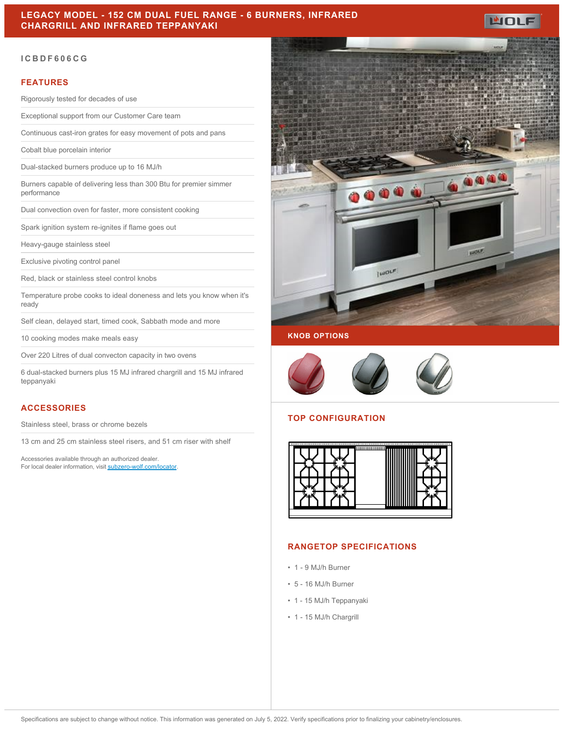# LEGACY MODEL - 152 CM DUAL FUEL RANGE - 6 BURNERS, INFRARED CHARGRILL AND INFRARED TEPPANYAKI

ICBDF606CG

## FEATURES

- Rigorously tested for decades of use
- Exceptional support from our Customer Care team
- Continuous cast-iron grates for easy movement of pots and pans
- Cobalt blue porcelain interior
- Dual-stacked burners produce up to 16 MJ/h
- Burners capable of delivering less than 300 Btu for premier simmer performance
- Dual convection oven for faster, more consistent cooking
- Spark ignition system re-ignites if flame goes out
- Heavy-gauge stainless steel
- Exclusive pivoting control panel
- Red, black or stainless steel control knobs
- Temperature probe cooks to ideal doneness and lets you know when it's ready
- Self clean, delayed start, timed cook, Sabbath mode and more
- 10 cooking modes make meals easy
- Over 220 Litres of dual convecton capacity in two ovens
- 6 dual-stacked burners plus 15 MJ infrared chargrill and 15 MJ infrared teppanyaki

## ACCESSORIES

- Stainless steel, brass or chrome bezels
- 13 cm and 25 cm stainless steel risers, and 51 cm riser with shelf

Accessories available through an authorized dealer.
For local dealer information, visit subzero-wolf.com/locator.

## KNOB OPTIONS

## TOP CONFIGURATION

## RANGETOP SPECIFICATIONS

- 1 - 9 MJ/h Burner
- 5 - 16 MJ/h Burner
- 1 - 15 MJ/h Teppanyaki
- 1 - 15 MJ/h Chargrill

Specifications are subject to change without notice. This information was generated on July 5, 2022. Verify specifications prior to finalizing your cabinetry/enclosures.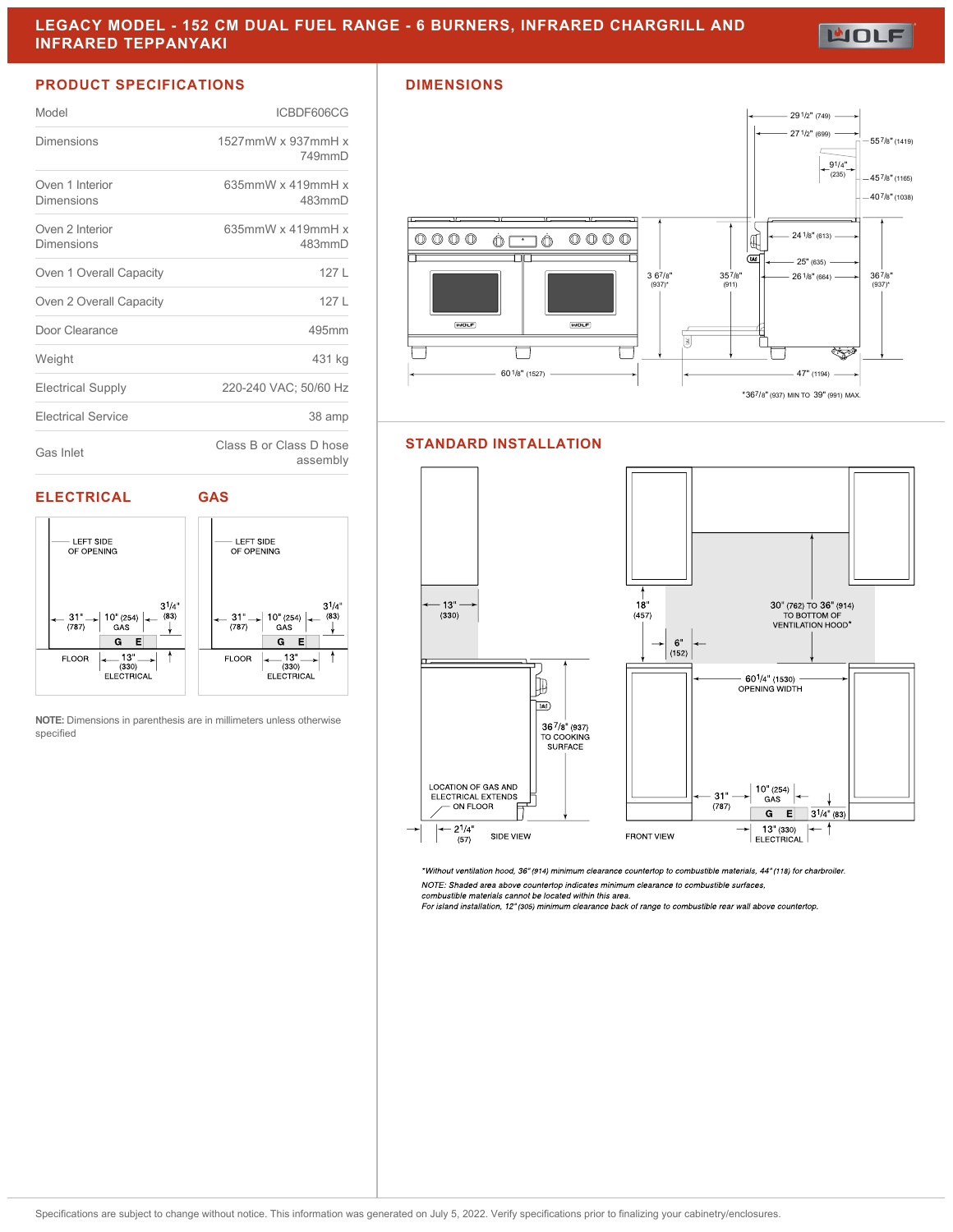# LEGACY MODEL - 152 CM DUAL FUEL RANGE - 6 BURNERS, INFRARED CHARGRILL AND INFRARED TEPPANYAKI

## PRODUCT SPECIFICATIONS

| | |
|---|---|
| Model | ICBDF606CG |
| Dimensions | 1527mmW x 937mmH x 749mmD |
| Oven 1 Interior Dimensions | 635mmW x 419mmH x 483mmD |
| Oven 2 Interior Dimensions | 635mmW x 419mmH x 483mmD |
| Oven 1 Overall Capacity | 127 L |
| Oven 2 Overall Capacity | 127 L |
| Door Clearance | 495mm |
| Weight | 431 kg |
| Electrical Supply | 220-240 VAC; 50/60 Hz |
| Electrical Service | 38 amp |
| Gas Inlet | Class B or Class D hose assembly |

## ELECTRICAL

LEFT SIDE OF OPENING
31" (787)
10" (254) GAS
3 1/4" (83)
G E
FLOOR
13" (330) ELECTRICAL

## GAS

LEFT SIDE OF OPENING
31" (787)
10" (254) GAS
3 1/4" (83)
G E
FLOOR
13" (330) ELECTRICAL

**NOTE:** Dimensions in parenthesis are in millimeters unless otherwise specified

## DIMENSIONS

29 1/2" (749)
27 1/2" (699)
55 7/8" (1419)
9 1/4" (235)
45 7/8" (1165)
40 7/8" (1038)
24 1/8" (613)
25" (635)
26 1/8" (664)
3 6 7/8" (937)*
35 7/8" (911)
36 7/8" (937)*
60 1/8" (1527)
47" (1194)
*36 7/8" (937) MIN TO 39" (991) MAX.

## STANDARD INSTALLATION

13" (330)
18" (457)
30" (762) TO 36" (914) TO BOTTOM OF VENTILATION HOOD*
6" (152)
60 1/4" (1530) OPENING WIDTH
36 7/8" (937) TO COOKING SURFACE
LOCATION OF GAS AND ELECTRICAL EXTENDS ON FLOOR
31" (787)
10" (254) GAS
G E
3 1/4" (83)
13" (330) ELECTRICAL
2 1/4" (57)
SIDE VIEW
FRONT VIEW

*\*Without ventilation hood, 36" (914) minimum clearance countertop to combustible materials, 44" (118) for charbroiler.*

*NOTE: Shaded area above countertop indicates minimum clearance to combustible surfaces, combustible materials cannot be located within this area.*

*For island installation, 12" (305) minimum clearance back of range to combustible rear wall above countertop.*

Specifications are subject to change without notice. This information was generated on July 5, 2022. Verify specifications prior to finalizing your cabinetry/enclosures.